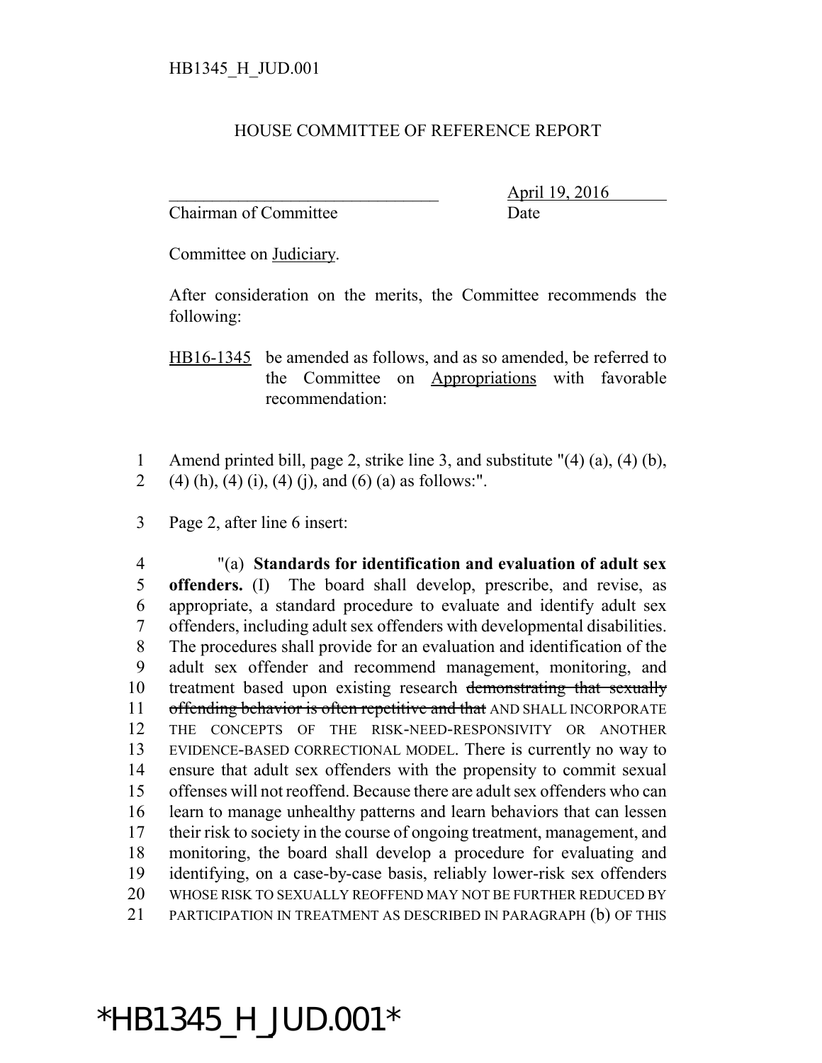HB1345_H_JUD.001

HOUSE COMMITTEE OF REFERENCE REPORT

\_\_\_\_\_\_\_\_\_\_\_\_\_\_\_\_\_\_\_\_\_\_\_\_\_\_\_\_\_\_\_\_ April 19, 2016
Chairman of Committee Date

Committee on Judiciary.

After consideration on the merits, the Committee recommends the following:

HB16-1345 be amended as follows, and as so amended, be referred to the Committee on Appropriations with favorable recommendation:

1 Amend printed bill, page 2, strike line 3, and substitute "(4) (a), (4) (b),
2 (4) (h), (4) (i), (4) (j), and (6) (a) as follows:".

3 Page 2, after line 6 insert:

4 "(a) **Standards for identification and evaluation of adult sex**
5 **offenders.** (I) The board shall develop, prescribe, and revise, as
6 appropriate, a standard procedure to evaluate and identify adult sex
7 offenders, including adult sex offenders with developmental disabilities.
8 The procedures shall provide for an evaluation and identification of the
9 adult sex offender and recommend management, monitoring, and
10 treatment based upon existing research ~~demonstrating that sexually~~
11 ~~offending behavior is often repetitive and that~~ AND SHALL INCORPORATE
12 THE CONCEPTS OF THE RISK-NEED-RESPONSIVITY OR ANOTHER
13 EVIDENCE-BASED CORRECTIONAL MODEL. There is currently no way to
14 ensure that adult sex offenders with the propensity to commit sexual
15 offenses will not reoffend. Because there are adult sex offenders who can
16 learn to manage unhealthy patterns and learn behaviors that can lessen
17 their risk to society in the course of ongoing treatment, management, and
18 monitoring, the board shall develop a procedure for evaluating and
19 identifying, on a case-by-case basis, reliably lower-risk sex offenders
20 WHOSE RISK TO SEXUALLY REOFFEND MAY NOT BE FURTHER REDUCED BY
21 PARTICIPATION IN TREATMENT AS DESCRIBED IN PARAGRAPH (b) OF THIS

*HB1345_H_JUD.001*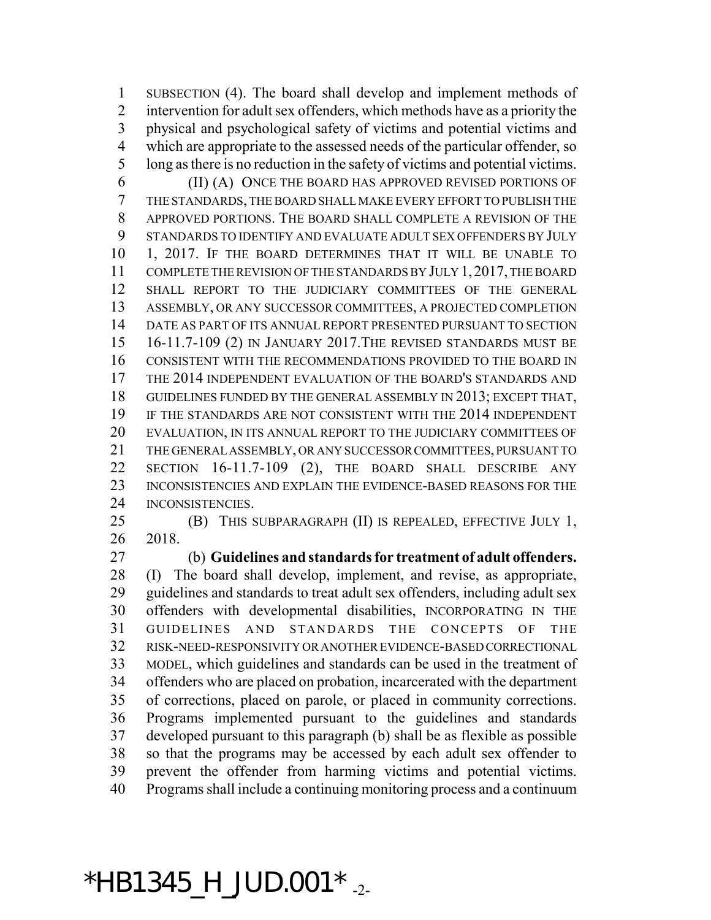SUBSECTION (4). The board shall develop and implement methods of intervention for adult sex offenders, which methods have as a priority the physical and psychological safety of victims and potential victims and which are appropriate to the assessed needs of the particular offender, so long as there is no reduction in the safety of victims and potential victims.

(II) (A) ONCE THE BOARD HAS APPROVED REVISED PORTIONS OF THE STANDARDS, THE BOARD SHALL MAKE EVERY EFFORT TO PUBLISH THE APPROVED PORTIONS. THE BOARD SHALL COMPLETE A REVISION OF THE STANDARDS TO IDENTIFY AND EVALUATE ADULT SEX OFFENDERS BY JULY 1, 2017. IF THE BOARD DETERMINES THAT IT WILL BE UNABLE TO COMPLETE THE REVISION OF THE STANDARDS BY JULY 1, 2017, THE BOARD SHALL REPORT TO THE JUDICIARY COMMITTEES OF THE GENERAL ASSEMBLY, OR ANY SUCCESSOR COMMITTEES, A PROJECTED COMPLETION DATE AS PART OF ITS ANNUAL REPORT PRESENTED PURSUANT TO SECTION 16-11.7-109 (2) IN JANUARY 2017.THE REVISED STANDARDS MUST BE CONSISTENT WITH THE RECOMMENDATIONS PROVIDED TO THE BOARD IN THE 2014 INDEPENDENT EVALUATION OF THE BOARD'S STANDARDS AND GUIDELINES FUNDED BY THE GENERAL ASSEMBLY IN 2013; EXCEPT THAT, IF THE STANDARDS ARE NOT CONSISTENT WITH THE 2014 INDEPENDENT EVALUATION, IN ITS ANNUAL REPORT TO THE JUDICIARY COMMITTEES OF THE GENERAL ASSEMBLY, OR ANY SUCCESSOR COMMITTEES, PURSUANT TO SECTION 16-11.7-109 (2), THE BOARD SHALL DESCRIBE ANY INCONSISTENCIES AND EXPLAIN THE EVIDENCE-BASED REASONS FOR THE INCONSISTENCIES.

(B) THIS SUBPARAGRAPH (II) IS REPEALED, EFFECTIVE JULY 1, 2018.

(b) **Guidelines and standards for treatment of adult offenders.** (I) The board shall develop, implement, and revise, as appropriate, guidelines and standards to treat adult sex offenders, including adult sex offenders with developmental disabilities, INCORPORATING IN THE GUIDELINES AND STANDARDS THE CONCEPTS OF THE RISK-NEED-RESPONSIVITY OR ANOTHER EVIDENCE-BASED CORRECTIONAL MODEL, which guidelines and standards can be used in the treatment of offenders who are placed on probation, incarcerated with the department of corrections, placed on parole, or placed in community corrections. Programs implemented pursuant to the guidelines and standards developed pursuant to this paragraph (b) shall be as flexible as possible so that the programs may be accessed by each adult sex offender to prevent the offender from harming victims and potential victims. Programs shall include a continuing monitoring process and a continuum

*HB1345_H_JUD.001*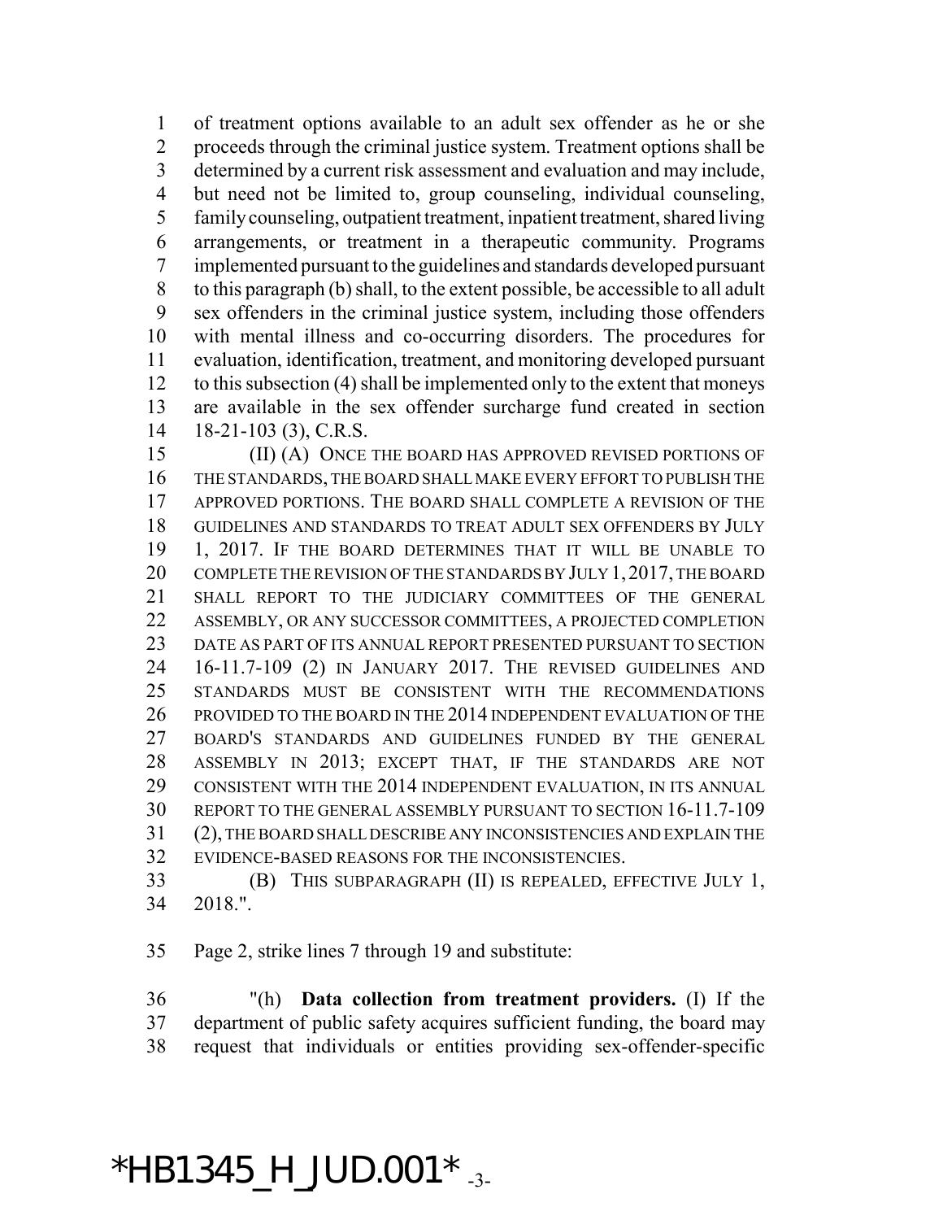of treatment options available to an adult sex offender as he or she proceeds through the criminal justice system. Treatment options shall be determined by a current risk assessment and evaluation and may include, but need not be limited to, group counseling, individual counseling, family counseling, outpatient treatment, inpatient treatment, shared living arrangements, or treatment in a therapeutic community. Programs implemented pursuant to the guidelines and standards developed pursuant to this paragraph (b) shall, to the extent possible, be accessible to all adult sex offenders in the criminal justice system, including those offenders with mental illness and co-occurring disorders. The procedures for evaluation, identification, treatment, and monitoring developed pursuant to this subsection (4) shall be implemented only to the extent that moneys are available in the sex offender surcharge fund created in section 18-21-103 (3), C.R.S.

(II) (A) ONCE THE BOARD HAS APPROVED REVISED PORTIONS OF THE STANDARDS, THE BOARD SHALL MAKE EVERY EFFORT TO PUBLISH THE APPROVED PORTIONS. THE BOARD SHALL COMPLETE A REVISION OF THE GUIDELINES AND STANDARDS TO TREAT ADULT SEX OFFENDERS BY JULY 1, 2017. IF THE BOARD DETERMINES THAT IT WILL BE UNABLE TO COMPLETE THE REVISION OF THE STANDARDS BY JULY 1, 2017, THE BOARD SHALL REPORT TO THE JUDICIARY COMMITTEES OF THE GENERAL ASSEMBLY, OR ANY SUCCESSOR COMMITTEES, A PROJECTED COMPLETION DATE AS PART OF ITS ANNUAL REPORT PRESENTED PURSUANT TO SECTION 16-11.7-109 (2) IN JANUARY 2017. THE REVISED GUIDELINES AND STANDARDS MUST BE CONSISTENT WITH THE RECOMMENDATIONS PROVIDED TO THE BOARD IN THE 2014 INDEPENDENT EVALUATION OF THE BOARD'S STANDARDS AND GUIDELINES FUNDED BY THE GENERAL ASSEMBLY IN 2013; EXCEPT THAT, IF THE STANDARDS ARE NOT CONSISTENT WITH THE 2014 INDEPENDENT EVALUATION, IN ITS ANNUAL REPORT TO THE GENERAL ASSEMBLY PURSUANT TO SECTION 16-11.7-109 (2), THE BOARD SHALL DESCRIBE ANY INCONSISTENCIES AND EXPLAIN THE EVIDENCE-BASED REASONS FOR THE INCONSISTENCIES.

(B) THIS SUBPARAGRAPH (II) IS REPEALED, EFFECTIVE JULY 1, 2018.".

Page 2, strike lines 7 through 19 and substitute:

"(h) **Data collection from treatment providers.** (I) If the department of public safety acquires sufficient funding, the board may request that individuals or entities providing sex-offender-specific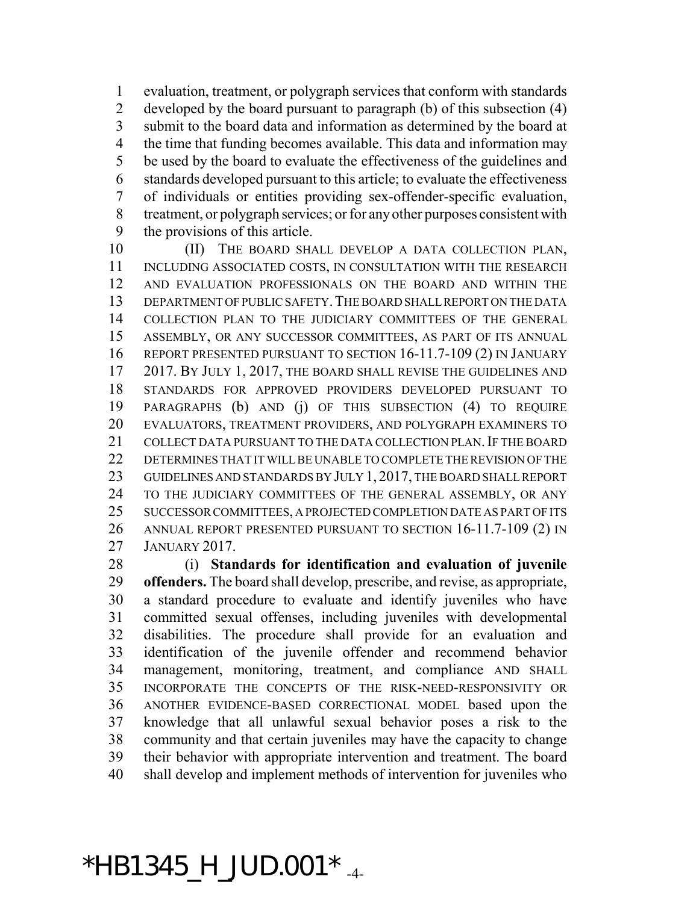evaluation, treatment, or polygraph services that conform with standards developed by the board pursuant to paragraph (b) of this subsection (4) submit to the board data and information as determined by the board at the time that funding becomes available. This data and information may be used by the board to evaluate the effectiveness of the guidelines and standards developed pursuant to this article; to evaluate the effectiveness of individuals or entities providing sex-offender-specific evaluation, treatment, or polygraph services; or for any other purposes consistent with the provisions of this article.

(II) THE BOARD SHALL DEVELOP A DATA COLLECTION PLAN, INCLUDING ASSOCIATED COSTS, IN CONSULTATION WITH THE RESEARCH AND EVALUATION PROFESSIONALS ON THE BOARD AND WITHIN THE DEPARTMENT OF PUBLIC SAFETY. THE BOARD SHALL REPORT ON THE DATA COLLECTION PLAN TO THE JUDICIARY COMMITTEES OF THE GENERAL ASSEMBLY, OR ANY SUCCESSOR COMMITTEES, AS PART OF ITS ANNUAL REPORT PRESENTED PURSUANT TO SECTION 16-11.7-109 (2) IN JANUARY 2017. BY JULY 1, 2017, THE BOARD SHALL REVISE THE GUIDELINES AND STANDARDS FOR APPROVED PROVIDERS DEVELOPED PURSUANT TO PARAGRAPHS (b) AND (j) OF THIS SUBSECTION (4) TO REQUIRE EVALUATORS, TREATMENT PROVIDERS, AND POLYGRAPH EXAMINERS TO COLLECT DATA PURSUANT TO THE DATA COLLECTION PLAN. IF THE BOARD DETERMINES THAT IT WILL BE UNABLE TO COMPLETE THE REVISION OF THE GUIDELINES AND STANDARDS BY JULY 1, 2017, THE BOARD SHALL REPORT TO THE JUDICIARY COMMITTEES OF THE GENERAL ASSEMBLY, OR ANY SUCCESSOR COMMITTEES, A PROJECTED COMPLETION DATE AS PART OF ITS ANNUAL REPORT PRESENTED PURSUANT TO SECTION 16-11.7-109 (2) IN JANUARY 2017.

(i) **Standards for identification and evaluation of juvenile offenders.** The board shall develop, prescribe, and revise, as appropriate, a standard procedure to evaluate and identify juveniles who have committed sexual offenses, including juveniles with developmental disabilities. The procedure shall provide for an evaluation and identification of the juvenile offender and recommend behavior management, monitoring, treatment, and compliance AND SHALL INCORPORATE THE CONCEPTS OF THE RISK-NEED-RESPONSIVITY OR ANOTHER EVIDENCE-BASED CORRECTIONAL MODEL based upon the knowledge that all unlawful sexual behavior poses a risk to the community and that certain juveniles may have the capacity to change their behavior with appropriate intervention and treatment. The board shall develop and implement methods of intervention for juveniles who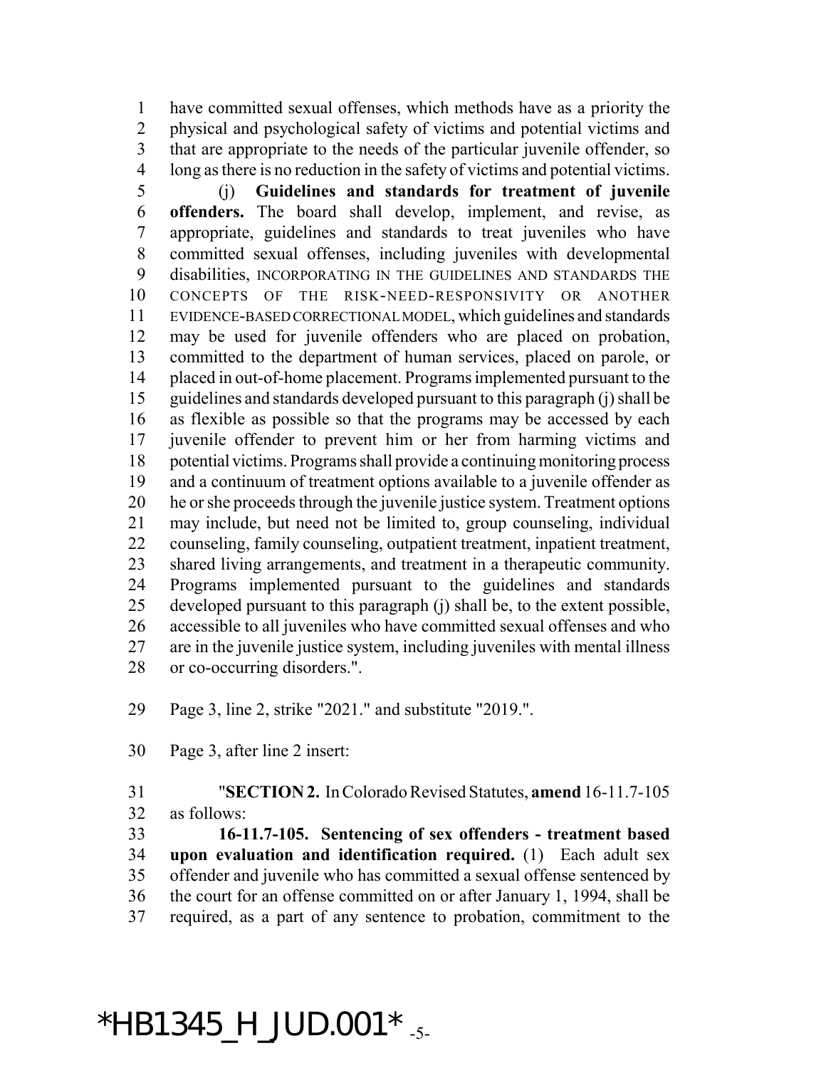have committed sexual offenses, which methods have as a priority the physical and psychological safety of victims and potential victims and that are appropriate to the needs of the particular juvenile offender, so long as there is no reduction in the safety of victims and potential victims.

(j) **Guidelines and standards for treatment of juvenile offenders.** The board shall develop, implement, and revise, as appropriate, guidelines and standards to treat juveniles who have committed sexual offenses, including juveniles with developmental disabilities, INCORPORATING IN THE GUIDELINES AND STANDARDS THE CONCEPTS OF THE RISK-NEED-RESPONSIVITY OR ANOTHER EVIDENCE-BASED CORRECTIONAL MODEL, which guidelines and standards may be used for juvenile offenders who are placed on probation, committed to the department of human services, placed on parole, or placed in out-of-home placement. Programs implemented pursuant to the guidelines and standards developed pursuant to this paragraph (j) shall be as flexible as possible so that the programs may be accessed by each juvenile offender to prevent him or her from harming victims and potential victims. Programs shall provide a continuing monitoring process and a continuum of treatment options available to a juvenile offender as he or she proceeds through the juvenile justice system. Treatment options may include, but need not be limited to, group counseling, individual counseling, family counseling, outpatient treatment, inpatient treatment, shared living arrangements, and treatment in a therapeutic community. Programs implemented pursuant to the guidelines and standards developed pursuant to this paragraph (j) shall be, to the extent possible, accessible to all juveniles who have committed sexual offenses and who are in the juvenile justice system, including juveniles with mental illness or co-occurring disorders.".

Page 3, line 2, strike "2021." and substitute "2019.".

Page 3, after line 2 insert:

"**SECTION 2.** In Colorado Revised Statutes, **amend** 16-11.7-105 as follows:

**16-11.7-105. Sentencing of sex offenders - treatment based upon evaluation and identification required.** (1) Each adult sex offender and juvenile who has committed a sexual offense sentenced by the court for an offense committed on or after January 1, 1994, shall be required, as a part of any sentence to probation, commitment to the

*HB1345_H_JUD.001*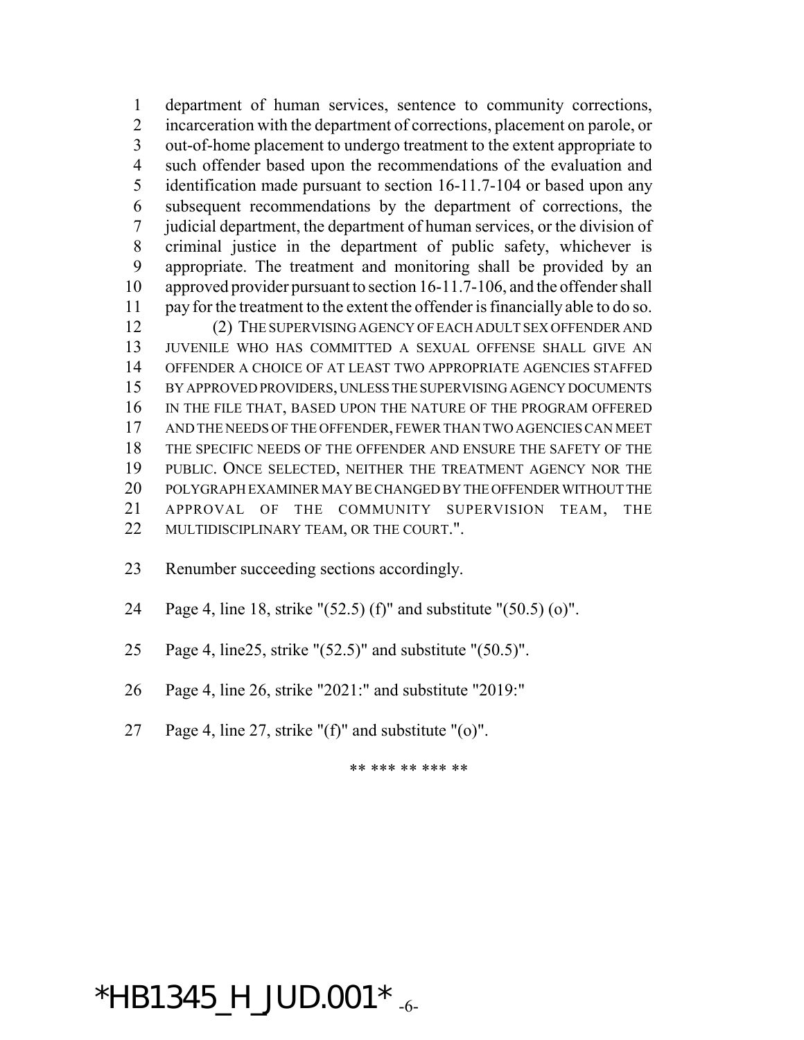department of human services, sentence to community corrections, incarceration with the department of corrections, placement on parole, or out-of-home placement to undergo treatment to the extent appropriate to such offender based upon the recommendations of the evaluation and identification made pursuant to section 16-11.7-104 or based upon any subsequent recommendations by the department of corrections, the judicial department, the department of human services, or the division of criminal justice in the department of public safety, whichever is appropriate. The treatment and monitoring shall be provided by an approved provider pursuant to section 16-11.7-106, and the offender shall pay for the treatment to the extent the offender is financially able to do so.

(2) THE SUPERVISING AGENCY OF EACH ADULT SEX OFFENDER AND JUVENILE WHO HAS COMMITTED A SEXUAL OFFENSE SHALL GIVE AN OFFENDER A CHOICE OF AT LEAST TWO APPROPRIATE AGENCIES STAFFED BY APPROVED PROVIDERS, UNLESS THE SUPERVISING AGENCY DOCUMENTS IN THE FILE THAT, BASED UPON THE NATURE OF THE PROGRAM OFFERED AND THE NEEDS OF THE OFFENDER, FEWER THAN TWO AGENCIES CAN MEET THE SPECIFIC NEEDS OF THE OFFENDER AND ENSURE THE SAFETY OF THE PUBLIC. ONCE SELECTED, NEITHER THE TREATMENT AGENCY NOR THE POLYGRAPH EXAMINER MAY BE CHANGED BY THE OFFENDER WITHOUT THE APPROVAL OF THE COMMUNITY SUPERVISION TEAM, THE MULTIDISCIPLINARY TEAM, OR THE COURT.".

Renumber succeeding sections accordingly.

Page 4, line 18, strike "(52.5) (f)" and substitute "(50.5) (o)".

Page 4, line25, strike "(52.5)" and substitute "(50.5)".

Page 4, line 26, strike "2021:" and substitute "2019:"

Page 4, line 27, strike "(f)" and substitute "(o)".

** *** ** *** **

*HB1345_H_JUD.001*